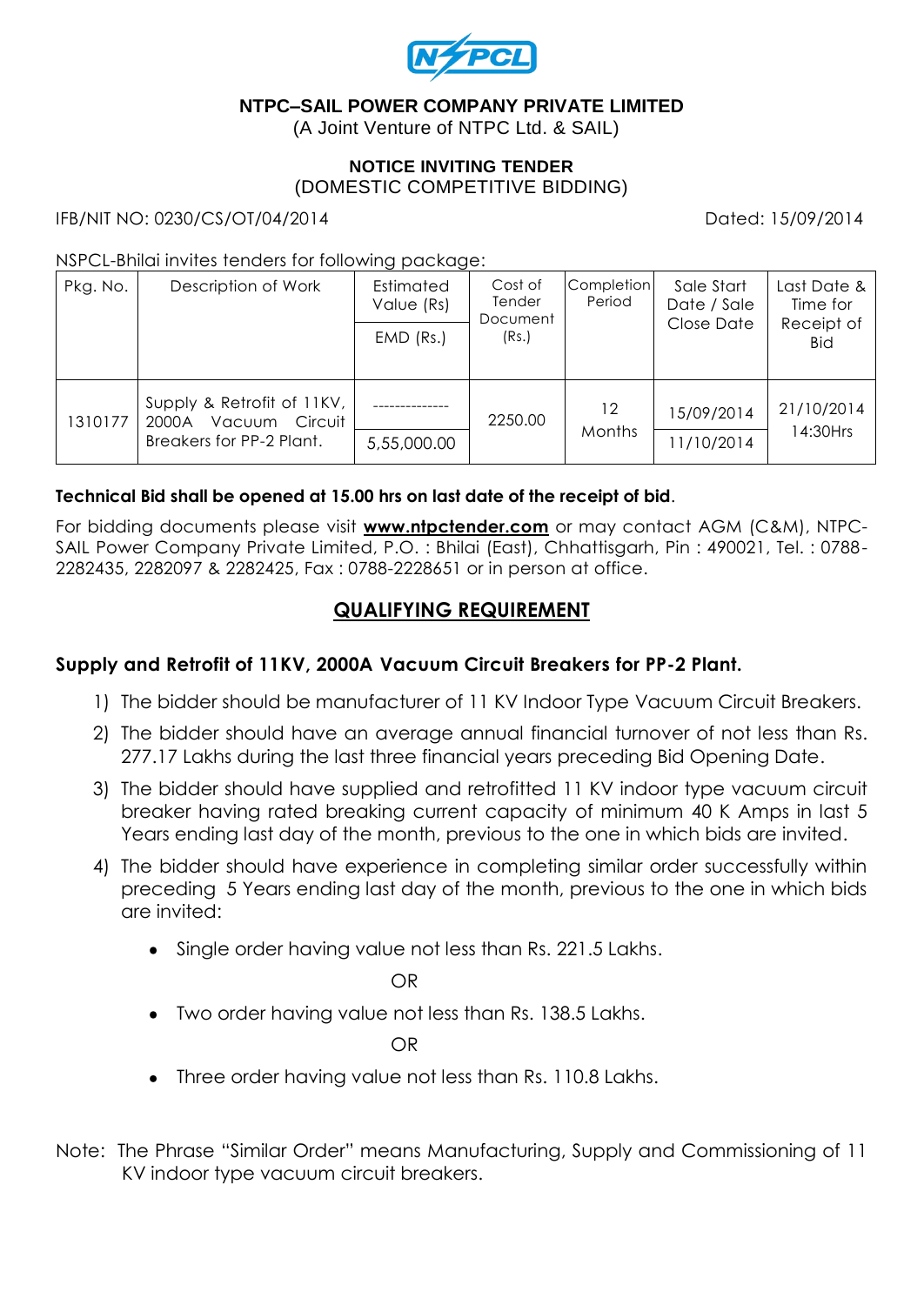# NTPC–SAIL POWER COMPANY PRIVATE LIMITED

(A Joint Venture of NTPC Ltd. & SAIL)

## NOTICE INVITING TENDER

(DOMESTIC COMPETITIVE BIDDING)

IFB/NIT NO: 0230/CS/OT/04/2014 Dated: 15/09/2014

NSPCL-Bhilai invites tenders for following package:

| Pkg. No. | Description of Work | Estimated Value (Rs) / EMD (Rs.) | Cost of Tender Document (Rs.) | Completion Period | Sale Start Date / Sale Close Date | Last Date & Time for Receipt of Bid |
|---|---|---|---|---|---|---|
| 1310177 | Supply & Retrofit of 11KV, 2000A Vacuum Circuit Breakers for PP-2 Plant. | -------------- / 5,55,000.00 | 2250.00 | 12 Months | 15/09/2014 / 11/10/2014 | 21/10/2014 14:30Hrs |

**Technical Bid shall be opened at 15.00 hrs on last date of the receipt of bid**.

For bidding documents please visit **www.ntpctender.com** or may contact AGM (C&M), NTPC-SAIL Power Company Private Limited, P.O. : Bhilai (East), Chhattisgarh, Pin : 490021, Tel. : 0788-2282435, 2282097 & 2282425, Fax : 0788-2228651 or in person at office.

## QUALIFYING REQUIREMENT

### Supply and Retrofit of 11KV, 2000A Vacuum Circuit Breakers for PP-2 Plant.

1) The bidder should be manufacturer of 11 KV Indoor Type Vacuum Circuit Breakers.
2) The bidder should have an average annual financial turnover of not less than Rs. 277.17 Lakhs during the last three financial years preceding Bid Opening Date.
3) The bidder should have supplied and retrofitted 11 KV indoor type vacuum circuit breaker having rated breaking current capacity of minimum 40 K Amps in last 5 Years ending last day of the month, previous to the one in which bids are invited.
4) The bidder should have experience in completing similar order successfully within preceding 5 Years ending last day of the month, previous to the one in which bids are invited:
   - Single order having value not less than Rs. 221.5 Lakhs.

     OR

   - Two order having value not less than Rs. 138.5 Lakhs.

     OR

   - Three order having value not less than Rs. 110.8 Lakhs.

Note: The Phrase "Similar Order" means Manufacturing, Supply and Commissioning of 11 KV indoor type vacuum circuit breakers.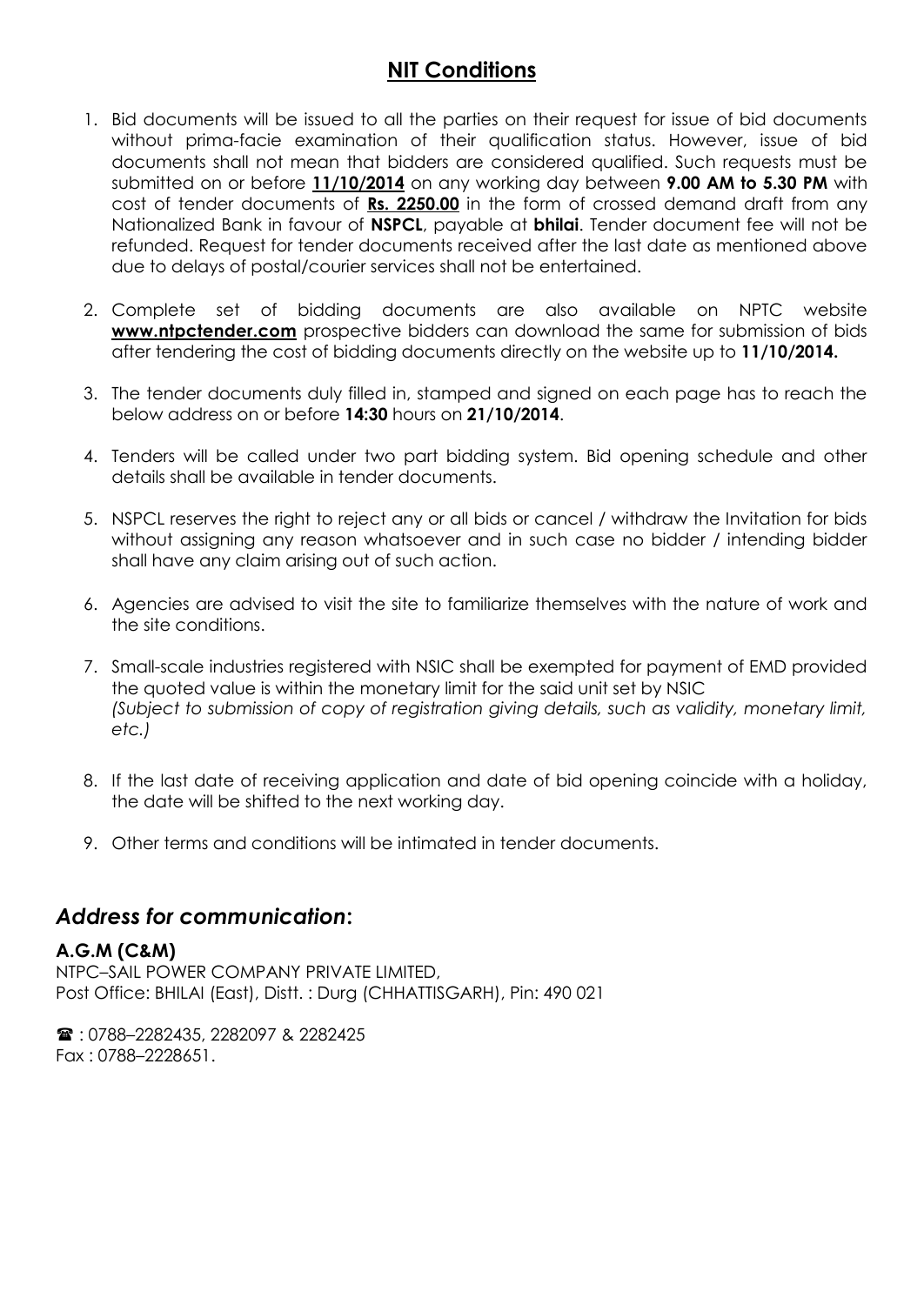## **NIT Conditions**

1. Bid documents will be issued to all the parties on their request for issue of bid documents without prima-facie examination of their qualification status. However, issue of bid documents shall not mean that bidders are considered qualified. Such requests must be submitted on or before **11/10/2014** on any working day between **9.00 AM to 5.30 PM** with cost of tender documents of **Rs. 2250.00** in the form of crossed demand draft from any Nationalized Bank in favour of **NSPCL**, payable at **bhilai**. Tender document fee will not be refunded. Request for tender documents received after the last date as mentioned above due to delays of postal/courier services shall not be entertained.

2. Complete set of bidding documents are also available on NPTC website **www.ntpctender.com** prospective bidders can download the same for submission of bids after tendering the cost of bidding documents directly on the website up to **11/10/2014.**

3. The tender documents duly filled in, stamped and signed on each page has to reach the below address on or before **14:30** hours on **21/10/2014**.

4. Tenders will be called under two part bidding system. Bid opening schedule and other details shall be available in tender documents.

5. NSPCL reserves the right to reject any or all bids or cancel / withdraw the Invitation for bids without assigning any reason whatsoever and in such case no bidder / intending bidder shall have any claim arising out of such action.

6. Agencies are advised to visit the site to familiarize themselves with the nature of work and the site conditions.

7. Small-scale industries registered with NSIC shall be exempted for payment of EMD provided the quoted value is within the monetary limit for the said unit set by NSIC
*(Subject to submission of copy of registration giving details, such as validity, monetary limit, etc.)*

8. If the last date of receiving application and date of bid opening coincide with a holiday, the date will be shifted to the next working day.

9. Other terms and conditions will be intimated in tender documents.

## ***Address for communication*:**

**A.G.M (C&M)**
NTPC–SAIL POWER COMPANY PRIVATE LIMITED,
Post Office: BHILAI (East), Distt. : Durg (CHHATTISGARH), Pin: 490 021

☎ : 0788–2282435, 2282097 & 2282425
Fax : 0788–2228651.